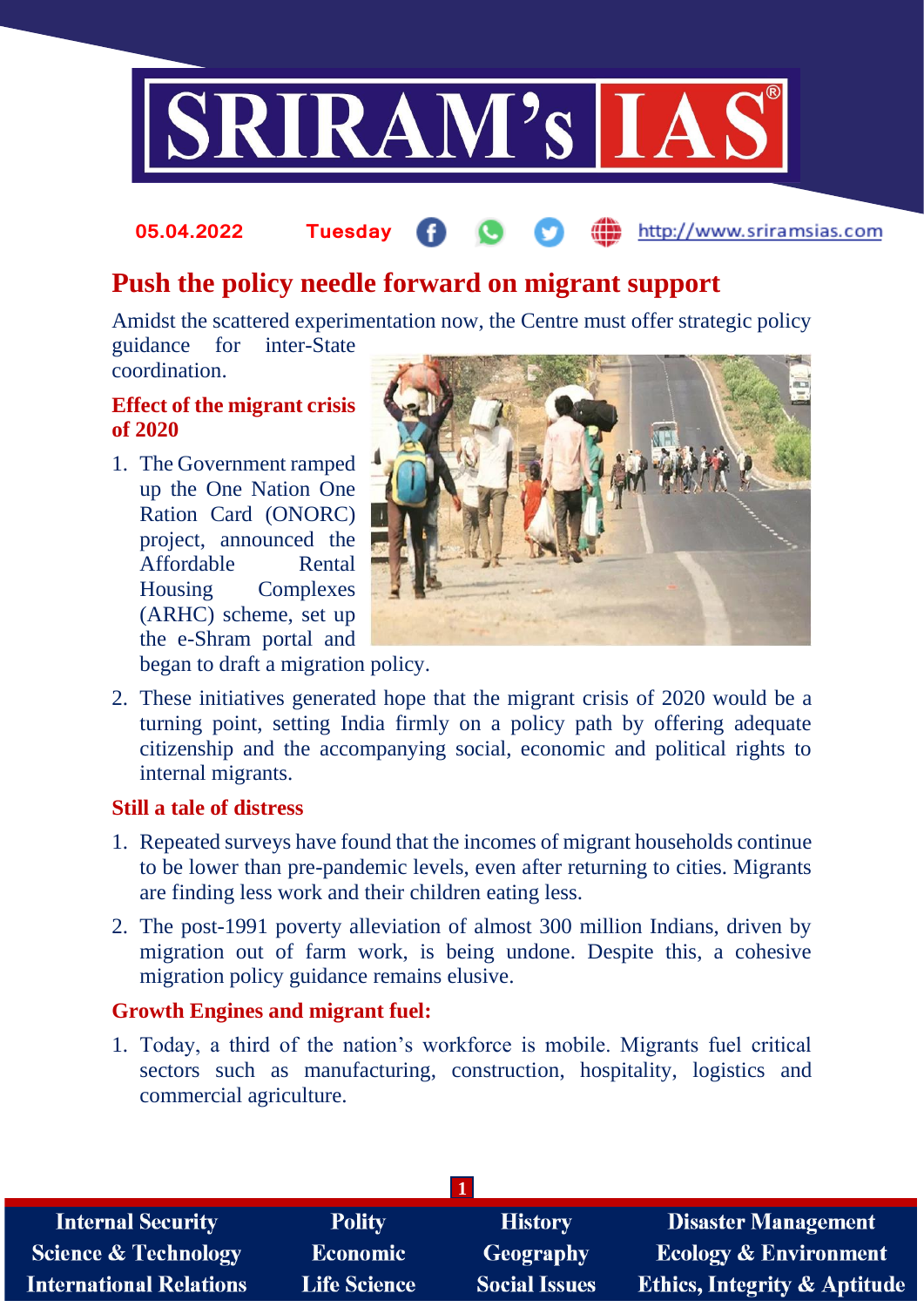# Push the policy needle forward on migrant support

Amidst the scattered experimentation now, the Centre must offer strategic policy guidance for inter-State coordination.

## Effect of the migrant crisis of 2020

1. The Government ramped up the One Nation One Ration Card (ONORC) project, announced the Affordable Rental Housing Complexes (ARHC) scheme, set up the e-Shram portal and began to draft a migration policy.
2. These initiatives generated hope that the migrant crisis of 2020 would be a turning point, setting India firmly on a policy path by offering adequate citizenship and the accompanying social, economic and political rights to internal migrants.

## Still a tale of distress

1. Repeated surveys have found that the incomes of migrant households continue to be lower than pre-pandemic levels, even after returning to cities. Migrants are finding less work and their children eating less.
2. The post-1991 poverty alleviation of almost 300 million Indians, driven by migration out of farm work, is being undone. Despite this, a cohesive migration policy guidance remains elusive.

## Growth Engines and migrant fuel:

1. Today, a third of the nation's workforce is mobile. Migrants fuel critical sectors such as manufacturing, construction, hospitality, logistics and commercial agriculture.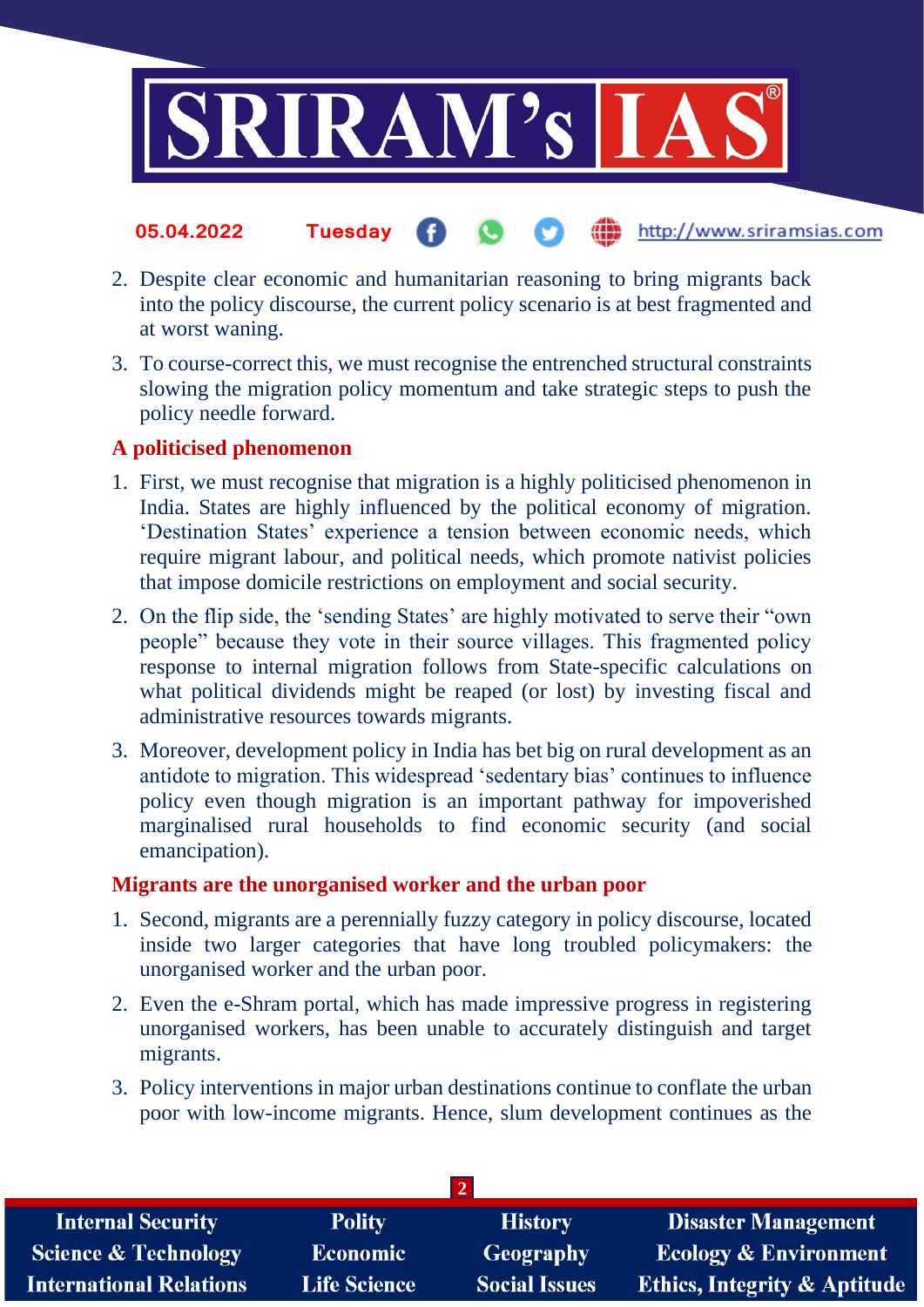2. Despite clear economic and humanitarian reasoning to bring migrants back into the policy discourse, the current policy scenario is at best fragmented and at worst waning.
3. To course-correct this, we must recognise the entrenched structural constraints slowing the migration policy momentum and take strategic steps to push the policy needle forward.

## A politicised phenomenon

1. First, we must recognise that migration is a highly politicised phenomenon in India. States are highly influenced by the political economy of migration. 'Destination States' experience a tension between economic needs, which require migrant labour, and political needs, which promote nativist policies that impose domicile restrictions on employment and social security.
2. On the flip side, the 'sending States' are highly motivated to serve their "own people" because they vote in their source villages. This fragmented policy response to internal migration follows from State-specific calculations on what political dividends might be reaped (or lost) by investing fiscal and administrative resources towards migrants.
3. Moreover, development policy in India has bet big on rural development as an antidote to migration. This widespread 'sedentary bias' continues to influence policy even though migration is an important pathway for impoverished marginalised rural households to find economic security (and social emancipation).

## Migrants are the unorganised worker and the urban poor

1. Second, migrants are a perennially fuzzy category in policy discourse, located inside two larger categories that have long troubled policymakers: the unorganised worker and the urban poor.
2. Even the e-Shram portal, which has made impressive progress in registering unorganised workers, has been unable to accurately distinguish and target migrants.
3. Policy interventions in major urban destinations continue to conflate the urban poor with low-income migrants. Hence, slum development continues as the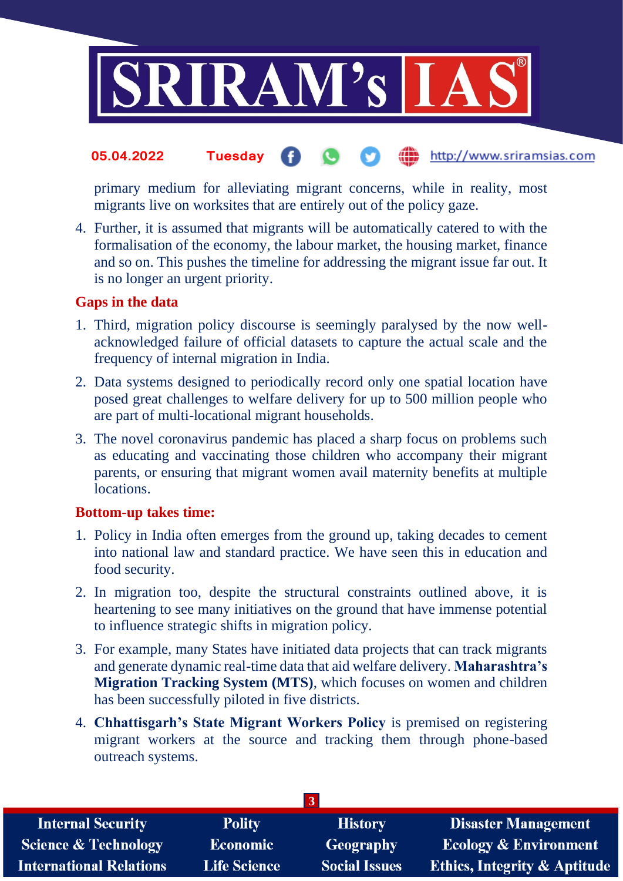primary medium for alleviating migrant concerns, while in reality, most migrants live on worksites that are entirely out of the policy gaze.

4. Further, it is assumed that migrants will be automatically catered to with the formalisation of the economy, the labour market, the housing market, finance and so on. This pushes the timeline for addressing the migrant issue far out. It is no longer an urgent priority.

### Gaps in the data

1. Third, migration policy discourse is seemingly paralysed by the now well-acknowledged failure of official datasets to capture the actual scale and the frequency of internal migration in India.
2. Data systems designed to periodically record only one spatial location have posed great challenges to welfare delivery for up to 500 million people who are part of multi-locational migrant households.
3. The novel coronavirus pandemic has placed a sharp focus on problems such as educating and vaccinating those children who accompany their migrant parents, or ensuring that migrant women avail maternity benefits at multiple locations.

### Bottom-up takes time:

1. Policy in India often emerges from the ground up, taking decades to cement into national law and standard practice. We have seen this in education and food security.
2. In migration too, despite the structural constraints outlined above, it is heartening to see many initiatives on the ground that have immense potential to influence strategic shifts in migration policy.
3. For example, many States have initiated data projects that can track migrants and generate dynamic real-time data that aid welfare delivery. **Maharashtra's Migration Tracking System (MTS)**, which focuses on women and children has been successfully piloted in five districts.
4. **Chhattisgarh's State Migrant Workers Policy** is premised on registering migrant workers at the source and tracking them through phone-based outreach systems.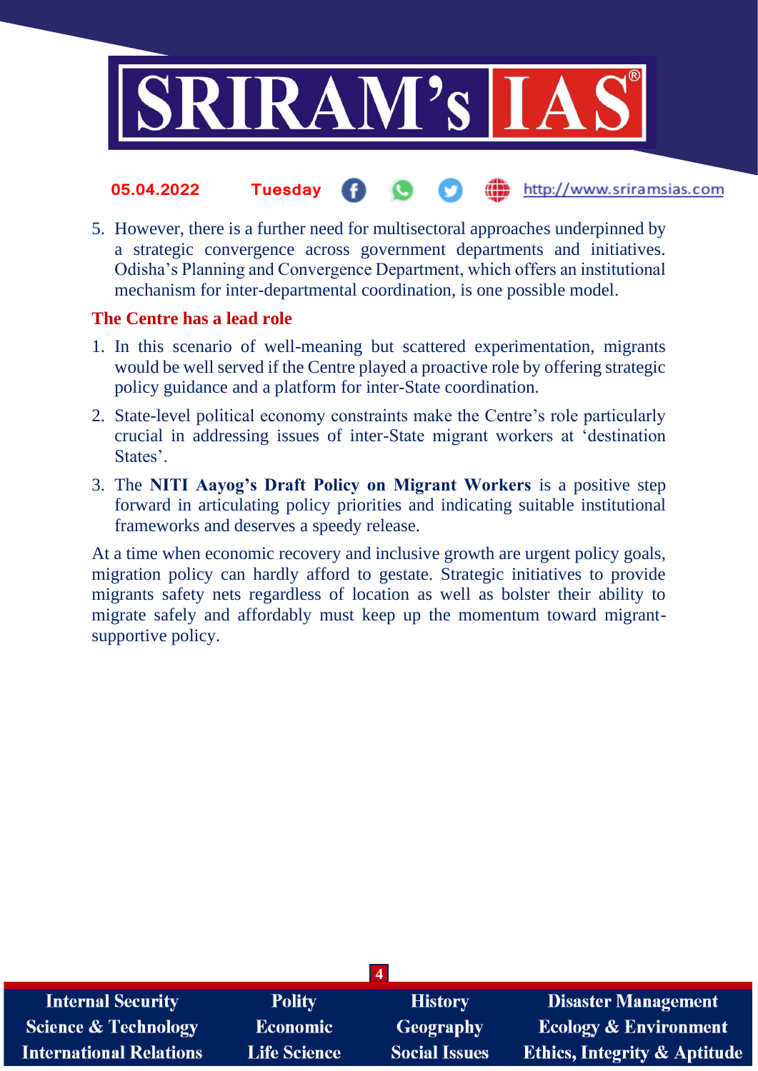5. However, there is a further need for multisectoral approaches underpinned by a strategic convergence across government departments and initiatives. Odisha's Planning and Convergence Department, which offers an institutional mechanism for inter-departmental coordination, is one possible model.

## The Centre has a lead role

1. In this scenario of well-meaning but scattered experimentation, migrants would be well served if the Centre played a proactive role by offering strategic policy guidance and a platform for inter-State coordination.
2. State-level political economy constraints make the Centre's role particularly crucial in addressing issues of inter-State migrant workers at 'destination States'.
3. The **NITI Aayog's Draft Policy on Migrant Workers** is a positive step forward in articulating policy priorities and indicating suitable institutional frameworks and deserves a speedy release.

At a time when economic recovery and inclusive growth are urgent policy goals, migration policy can hardly afford to gestate. Strategic initiatives to provide migrants safety nets regardless of location as well as bolster their ability to migrate safely and affordably must keep up the momentum toward migrant-supportive policy.